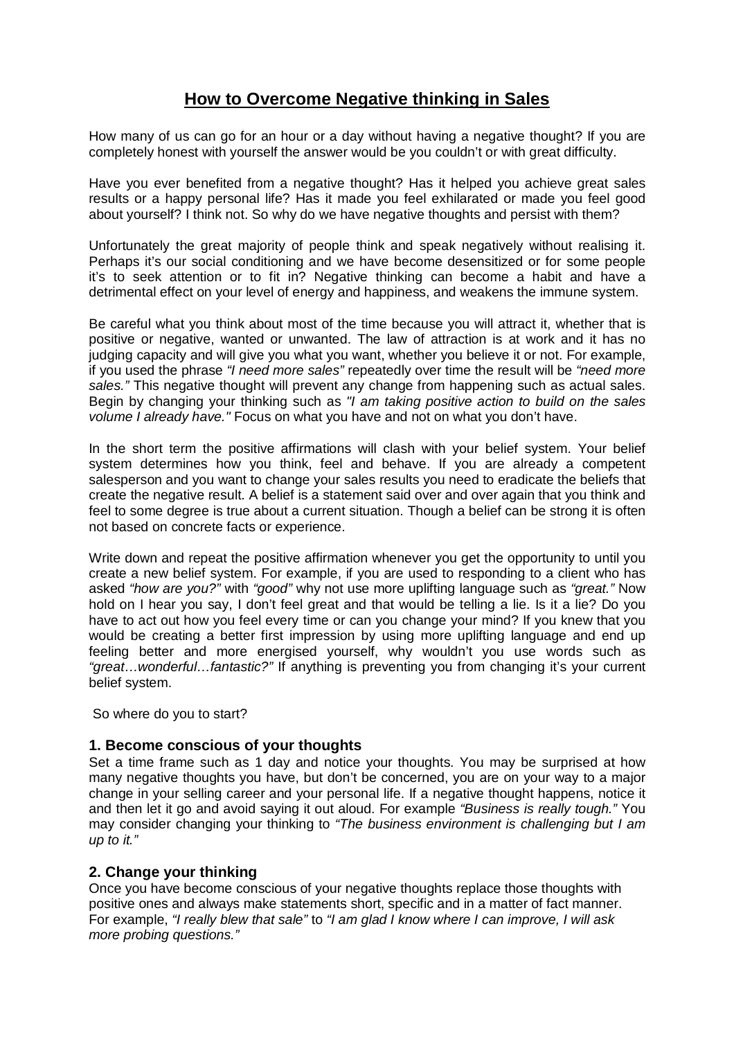# How to Overcome Negative thinking in Sales

How many of us can go for an hour or a day without having a negative thought? If you are completely honest with yourself the answer would be you couldn't or with great difficulty.

Have you ever benefited from a negative thought? Has it helped you achieve great sales results or a happy personal life? Has it made you feel exhilarated or made you feel good about yourself? I think not. So why do we have negative thoughts and persist with them?

Unfortunately the great majority of people think and speak negatively without realising it. Perhaps it's our social conditioning and we have become desensitized or for some people it's to seek attention or to fit in? Negative thinking can become a habit and have a detrimental effect on your level of energy and happiness, and weakens the immune system.

Be careful what you think about most of the time because you will attract it, whether that is positive or negative, wanted or unwanted. The law of attraction is at work and it has no judging capacity and will give you what you want, whether you believe it or not. For example, if you used the phrase *"I need more sales"* repeatedly over time the result will be *"need more sales."* This negative thought will prevent any change from happening such as actual sales. Begin by changing your thinking such as *"I am taking positive action to build on the sales volume I already have."* Focus on what you have and not on what you don't have.

In the short term the positive affirmations will clash with your belief system. Your belief system determines how you think, feel and behave. If you are already a competent salesperson and you want to change your sales results you need to eradicate the beliefs that create the negative result. A belief is a statement said over and over again that you think and feel to some degree is true about a current situation. Though a belief can be strong it is often not based on concrete facts or experience.

Write down and repeat the positive affirmation whenever you get the opportunity to until you create a new belief system. For example, if you are used to responding to a client who has asked *"how are you?"* with *"good"* why not use more uplifting language such as *"great."* Now hold on I hear you say, I don't feel great and that would be telling a lie. Is it a lie? Do you have to act out how you feel every time or can you change your mind? If you knew that you would be creating a better first impression by using more uplifting language and end up feeling better and more energised yourself, why wouldn't you use words such as *"great…wonderful…fantastic?"* If anything is preventing you from changing it's your current belief system.

So where do you to start?

### 1. Become conscious of your thoughts

Set a time frame such as 1 day and notice your thoughts. You may be surprised at how many negative thoughts you have, but don't be concerned, you are on your way to a major change in your selling career and your personal life. If a negative thought happens, notice it and then let it go and avoid saying it out aloud. For example *"Business is really tough."* You may consider changing your thinking to *"The business environment is challenging but I am up to it."*

### 2. Change your thinking

Once you have become conscious of your negative thoughts replace those thoughts with positive ones and always make statements short, specific and in a matter of fact manner. For example, *"I really blew that sale"* to *"I am glad I know where I can improve, I will ask more probing questions."*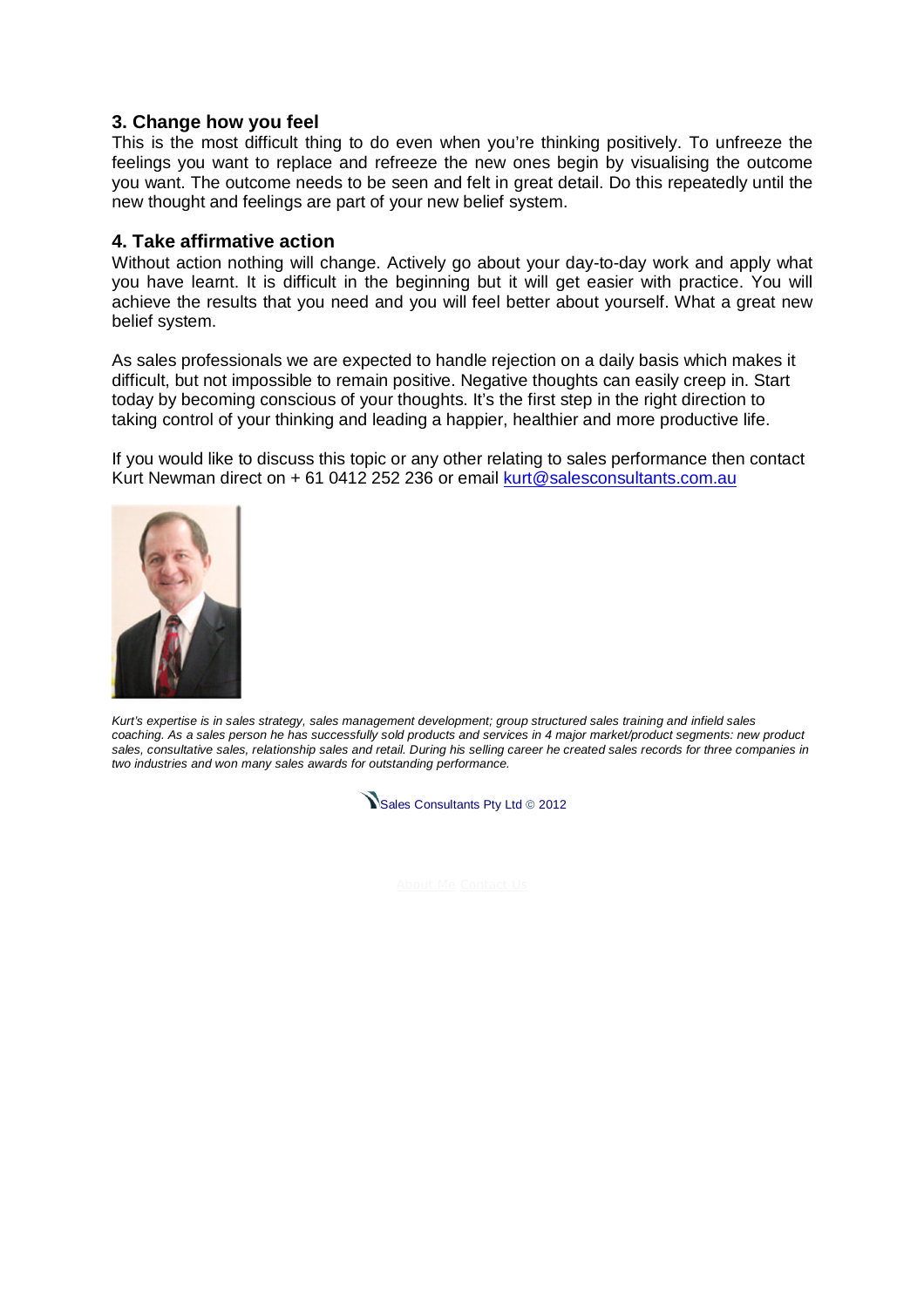### 3. Change how you feel

This is the most difficult thing to do even when you're thinking positively. To unfreeze the feelings you want to replace and refreeze the new ones begin by visualising the outcome you want. The outcome needs to be seen and felt in great detail. Do this repeatedly until the new thought and feelings are part of your new belief system.

### 4. Take affirmative action

Without action nothing will change. Actively go about your day-to-day work and apply what you have learnt. It is difficult in the beginning but it will get easier with practice. You will achieve the results that you need and you will feel better about yourself. What a great new belief system.

As sales professionals we are expected to handle rejection on a daily basis which makes it difficult, but not impossible to remain positive. Negative thoughts can easily creep in. Start today by becoming conscious of your thoughts. It's the first step in the right direction to taking control of your thinking and leading a happier, healthier and more productive life.

If you would like to discuss this topic or any other relating to sales performance then contact Kurt Newman direct on + 61 0412 252 236 or email [kurt@salesconsultants.com.au](mailto:kurt@salesconsultants.com.au)

*Kurt's expertise is in sales strategy, sales management development; group structured sales training and infield sales coaching. As a sales person he has successfully sold products and services in 4 major market/product segments: new product sales, consultative sales, relationship sales and retail. During his selling career he created sales records for three companies in two industries and won many sales awards for outstanding performance.*

Sales Consultants Pty Ltd © 2012

About Me Contact Us